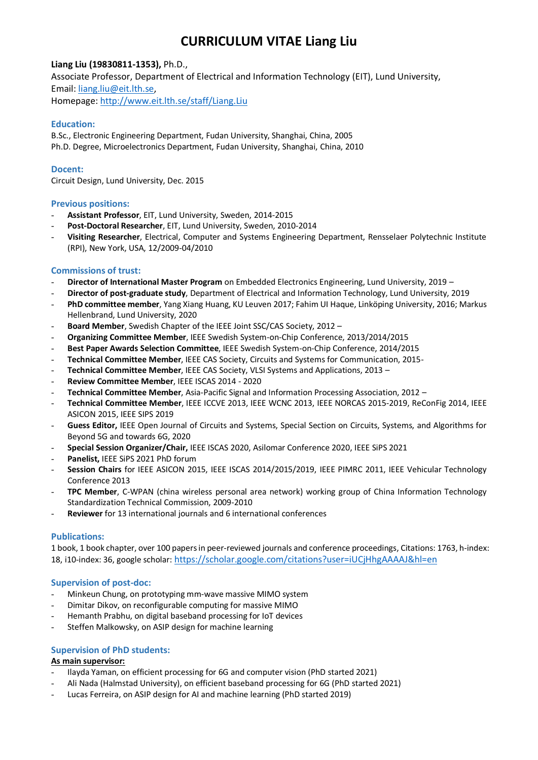# CURRICULUM VITAE Liang Liu

**Liang Liu (19830811-1353),** Ph.D.,
Associate Professor, Department of Electrical and Information Technology (EIT), Lund University,
Email: liang.liu@eit.lth.se,
Homepage: http://www.eit.lth.se/staff/Liang.Liu

## Education:

B.Sc., Electronic Engineering Department, Fudan University, Shanghai, China, 2005
Ph.D. Degree, Microelectronics Department, Fudan University, Shanghai, China, 2010

## Docent:

Circuit Design, Lund University, Dec. 2015

## Previous positions:

- **Assistant Professor**, EIT, Lund University, Sweden, 2014-2015
- **Post-Doctoral Researcher**, EIT, Lund University, Sweden, 2010-2014
- **Visiting Researcher**, Electrical, Computer and Systems Engineering Department, Rensselaer Polytechnic Institute (RPI), New York, USA, 12/2009-04/2010

## Commissions of trust:

- **Director of International Master Program** on Embedded Electronics Engineering, Lund University, 2019 –
- **Director of post-graduate study**, Department of Electrical and Information Technology, Lund University, 2019
- **PhD committee member**, Yang Xiang Huang, KU Leuven 2017; Fahim Ul Haque, Linköping University, 2016; Markus Hellenbrand, Lund University, 2020
- **Board Member**, Swedish Chapter of the IEEE Joint SSC/CAS Society, 2012 –
- **Organizing Committee Member**, IEEE Swedish System-on-Chip Conference, 2013/2014/2015
- **Best Paper Awards Selection Committee**, IEEE Swedish System-on-Chip Conference, 2014/2015
- **Technical Committee Member**, IEEE CAS Society, Circuits and Systems for Communication, 2015-
- **Technical Committee Member**, IEEE CAS Society, VLSI Systems and Applications, 2013 –
- **Review Committee Member**, IEEE ISCAS 2014 - 2020
- **Technical Committee Member**, Asia-Pacific Signal and Information Processing Association, 2012 –
- **Technical Committee Member**, IEEE ICCVE 2013, IEEE WCNC 2013, IEEE NORCAS 2015-2019, ReConFig 2014, IEEE ASICON 2015, IEEE SIPS 2019
- **Guess Editor,** IEEE Open Journal of Circuits and Systems, Special Section on Circuits, Systems, and Algorithms for Beyond 5G and towards 6G, 2020
- **Special Session Organizer/Chair,** IEEE ISCAS 2020, Asilomar Conference 2020, IEEE SiPS 2021
- **Panelist,** IEEE SiPS 2021 PhD forum
- **Session Chairs** for IEEE ASICON 2015, IEEE ISCAS 2014/2015/2019, IEEE PIMRC 2011, IEEE Vehicular Technology Conference 2013
- **TPC Member**, C-WPAN (china wireless personal area network) working group of China Information Technology Standardization Technical Commission, 2009-2010
- **Reviewer** for 13 international journals and 6 international conferences

## Publications:

1 book, 1 book chapter, over 100 papers in peer-reviewed journals and conference proceedings, Citations: 1763, h-index: 18, i10-index: 36, google scholar: https://scholar.google.com/citations?user=iUCjHhgAAAAJ&hl=en

## Supervision of post-doc:

- Minkeun Chung, on prototyping mm-wave massive MIMO system
- Dimitar Dikov, on reconfigurable computing for massive MIMO
- Hemanth Prabhu, on digital baseband processing for IoT devices
- Steffen Malkowsky, on ASIP design for machine learning

## Supervision of PhD students:

**As main supervisor:**

- Ilayda Yaman, on efficient processing for 6G and computer vision (PhD started 2021)
- Ali Nada (Halmstad University), on efficient baseband processing for 6G (PhD started 2021)
- Lucas Ferreira, on ASIP design for AI and machine learning (PhD started 2019)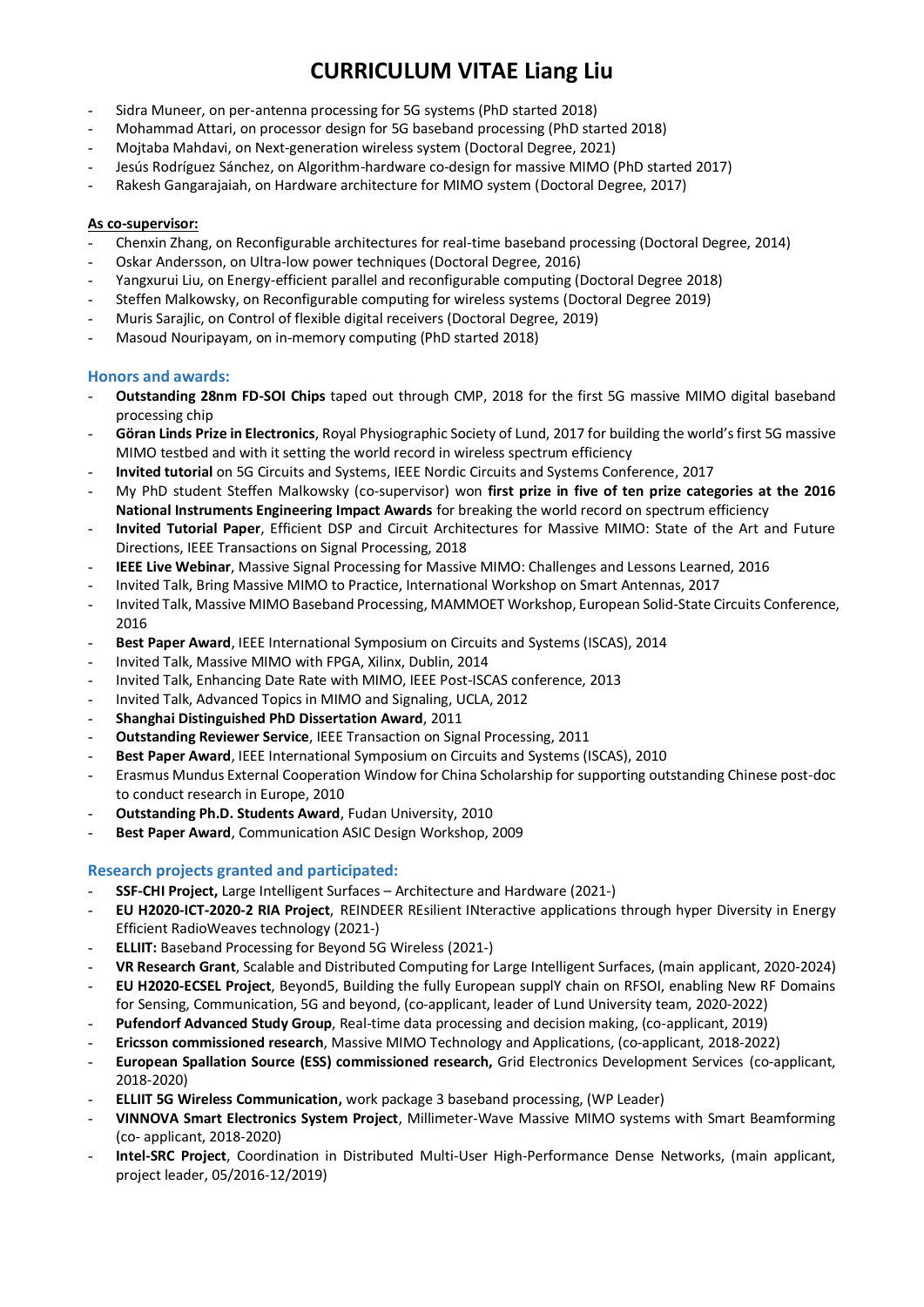- Sidra Muneer, on per-antenna processing for 5G systems (PhD started 2018)
- Mohammad Attari, on processor design for 5G baseband processing (PhD started 2018)
- Mojtaba Mahdavi, on Next-generation wireless system (Doctoral Degree, 2021)
- Jesús Rodríguez Sánchez, on Algorithm-hardware co-design for massive MIMO (PhD started 2017)
- Rakesh Gangarajaiah, on Hardware architecture for MIMO system (Doctoral Degree, 2017)

**As co-supervisor:**

- Chenxin Zhang, on Reconfigurable architectures for real-time baseband processing (Doctoral Degree, 2014)
- Oskar Andersson, on Ultra-low power techniques (Doctoral Degree, 2016)
- Yangxurui Liu, on Energy-efficient parallel and reconfigurable computing (Doctoral Degree 2018)
- Steffen Malkowsky, on Reconfigurable computing for wireless systems (Doctoral Degree 2019)
- Muris Sarajlic, on Control of flexible digital receivers (Doctoral Degree, 2019)
- Masoud Nouripayam, on in-memory computing (PhD started 2018)

## Honors and awards:

- **Outstanding 28nm FD-SOI Chips** taped out through CMP, 2018 for the first 5G massive MIMO digital baseband processing chip
- **Göran Linds Prize in Electronics**, Royal Physiographic Society of Lund, 2017 for building the world's first 5G massive MIMO testbed and with it setting the world record in wireless spectrum efficiency
- **Invited tutorial** on 5G Circuits and Systems, IEEE Nordic Circuits and Systems Conference, 2017
- My PhD student Steffen Malkowsky (co-supervisor) won **first prize in five of ten prize categories at the 2016 National Instruments Engineering Impact Awards** for breaking the world record on spectrum efficiency
- **Invited Tutorial Paper**, Efficient DSP and Circuit Architectures for Massive MIMO: State of the Art and Future Directions, IEEE Transactions on Signal Processing, 2018
- **IEEE Live Webinar**, Massive Signal Processing for Massive MIMO: Challenges and Lessons Learned, 2016
- Invited Talk, Bring Massive MIMO to Practice, International Workshop on Smart Antennas, 2017
- Invited Talk, Massive MIMO Baseband Processing, MAMMOET Workshop, European Solid-State Circuits Conference, 2016
- **Best Paper Award**, IEEE International Symposium on Circuits and Systems (ISCAS), 2014
- Invited Talk, Massive MIMO with FPGA, Xilinx, Dublin, 2014
- Invited Talk, Enhancing Date Rate with MIMO, IEEE Post-ISCAS conference, 2013
- Invited Talk, Advanced Topics in MIMO and Signaling, UCLA, 2012
- **Shanghai Distinguished PhD Dissertation Award**, 2011
- **Outstanding Reviewer Service**, IEEE Transaction on Signal Processing, 2011
- **Best Paper Award**, IEEE International Symposium on Circuits and Systems (ISCAS), 2010
- Erasmus Mundus External Cooperation Window for China Scholarship for supporting outstanding Chinese post-doc to conduct research in Europe, 2010
- **Outstanding Ph.D. Students Award**, Fudan University, 2010
- **Best Paper Award**, Communication ASIC Design Workshop, 2009

## Research projects granted and participated:

- **SSF-CHI Project,** Large Intelligent Surfaces – Architecture and Hardware (2021-)
- **EU H2020-ICT-2020-2 RIA Project**, REINDEER REsilient INteractive applications through hyper Diversity in Energy Efficient RadioWeaves technology (2021-)
- **ELLIIT:** Baseband Processing for Beyond 5G Wireless (2021-)
- **VR Research Grant**, Scalable and Distributed Computing for Large Intelligent Surfaces, (main applicant, 2020-2024)
- **EU H2020-ECSEL Project**, Beyond5, Building the fully European supplY chain on RFSOI, enabling New RF Domains for Sensing, Communication, 5G and beyond, (co-applicant, leader of Lund University team, 2020-2022)
- **Pufendorf Advanced Study Group**, Real-time data processing and decision making, (co-applicant, 2019)
- **Ericsson commissioned research**, Massive MIMO Technology and Applications, (co-applicant, 2018-2022)
- **European Spallation Source (ESS) commissioned research,** Grid Electronics Development Services (co-applicant, 2018-2020)
- **ELLIIT 5G Wireless Communication,** work package 3 baseband processing, (WP Leader)
- **VINNOVA Smart Electronics System Project**, Millimeter-Wave Massive MIMO systems with Smart Beamforming (co- applicant, 2018-2020)
- **Intel-SRC Project**, Coordination in Distributed Multi-User High-Performance Dense Networks, (main applicant, project leader, 05/2016-12/2019)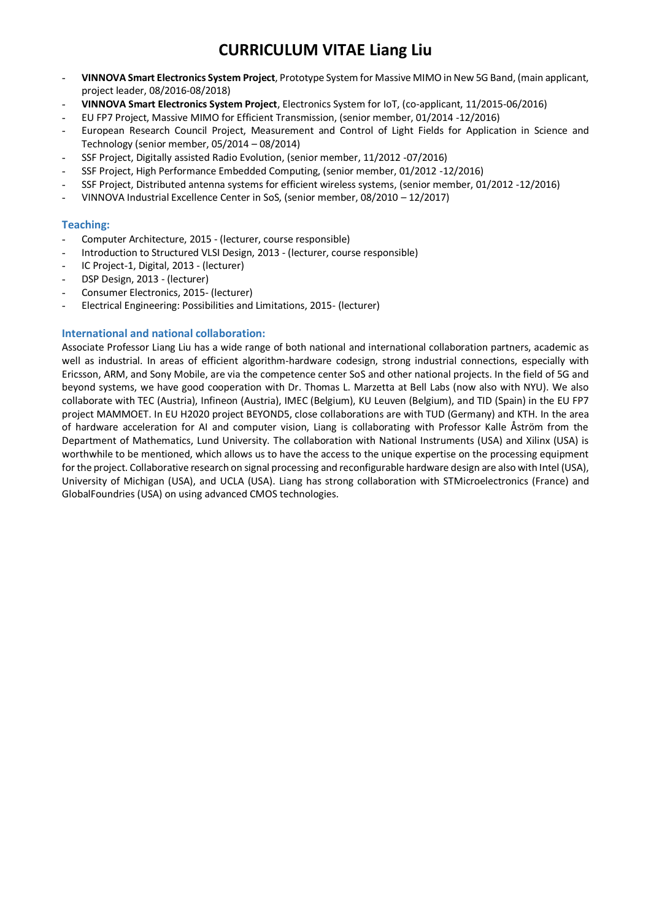# CURRICULUM VITAE Liang Liu

- **VINNOVA Smart Electronics System Project**, Prototype System for Massive MIMO in New 5G Band, (main applicant, project leader, 08/2016-08/2018)
- **VINNOVA Smart Electronics System Project**, Electronics System for IoT, (co-applicant, 11/2015-06/2016)
- EU FP7 Project, Massive MIMO for Efficient Transmission, (senior member, 01/2014 -12/2016)
- European Research Council Project, Measurement and Control of Light Fields for Application in Science and Technology (senior member, 05/2014 – 08/2014)
- SSF Project, Digitally assisted Radio Evolution, (senior member, 11/2012 -07/2016)
- SSF Project, High Performance Embedded Computing, (senior member, 01/2012 -12/2016)
- SSF Project, Distributed antenna systems for efficient wireless systems, (senior member, 01/2012 -12/2016)
- VINNOVA Industrial Excellence Center in SoS, (senior member, 08/2010 – 12/2017)

## Teaching:

- Computer Architecture, 2015 - (lecturer, course responsible)
- Introduction to Structured VLSI Design, 2013 - (lecturer, course responsible)
- IC Project-1, Digital, 2013 - (lecturer)
- DSP Design, 2013 - (lecturer)
- Consumer Electronics, 2015- (lecturer)
- Electrical Engineering: Possibilities and Limitations, 2015- (lecturer)

## International and national collaboration:

Associate Professor Liang Liu has a wide range of both national and international collaboration partners, academic as well as industrial. In areas of efficient algorithm-hardware codesign, strong industrial connections, especially with Ericsson, ARM, and Sony Mobile, are via the competence center SoS and other national projects. In the field of 5G and beyond systems, we have good cooperation with Dr. Thomas L. Marzetta at Bell Labs (now also with NYU). We also collaborate with TEC (Austria), Infineon (Austria), IMEC (Belgium), KU Leuven (Belgium), and TID (Spain) in the EU FP7 project MAMMOET. In EU H2020 project BEYOND5, close collaborations are with TUD (Germany) and KTH. In the area of hardware acceleration for AI and computer vision, Liang is collaborating with Professor Kalle Åström from the Department of Mathematics, Lund University. The collaboration with National Instruments (USA) and Xilinx (USA) is worthwhile to be mentioned, which allows us to have the access to the unique expertise on the processing equipment for the project. Collaborative research on signal processing and reconfigurable hardware design are also with Intel (USA), University of Michigan (USA), and UCLA (USA). Liang has strong collaboration with STMicroelectronics (France) and GlobalFoundries (USA) on using advanced CMOS technologies.